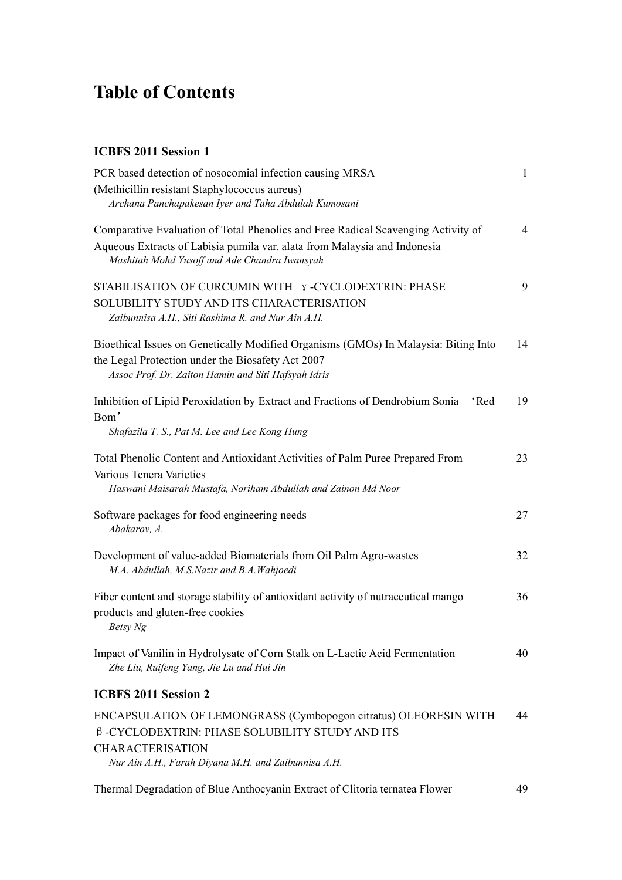# Table of Contents

## ICBFS 2011 Session 1

PCR based detection of nosocomial infection causing MRSA (Methicillin resistant Staphylococcus aureus) — 1
*Archana Panchapakesan Iyer and Taha Abdulah Kumosani*

Comparative Evaluation of Total Phenolics and Free Radical Scavenging Activity of Aqueous Extracts of Labisia pumila var. alata from Malaysia and Indonesia — 4
*Mashitah Mohd Yusoff and Ade Chandra Iwansyah*

STABILISATION OF CURCUMIN WITH γ-CYCLODEXTRIN: PHASE SOLUBILITY STUDY AND ITS CHARACTERISATION — 9
*Zaibunnisa A.H., Siti Rashima R. and Nur Ain A.H.*

Bioethical Issues on Genetically Modified Organisms (GMOs) In Malaysia: Biting Into the Legal Protection under the Biosafety Act 2007 — 14
*Assoc Prof. Dr. Zaiton Hamin and Siti Hafsyah Idris*

Inhibition of Lipid Peroxidation by Extract and Fractions of Dendrobium Sonia 'Red Bom' — 19
*Shafazila T. S., Pat M. Lee and Lee Kong Hung*

Total Phenolic Content and Antioxidant Activities of Palm Puree Prepared From Various Tenera Varieties — 23
*Haswani Maisarah Mustafa, Noriham Abdullah and Zainon Md Noor*

Software packages for food engineering needs — 27
*Abakarov, A.*

Development of value-added Biomaterials from Oil Palm Agro-wastes — 32
*M.A. Abdullah, M.S.Nazir and B.A.Wahjoedi*

Fiber content and storage stability of antioxidant activity of nutraceutical mango products and gluten-free cookies — 36
*Betsy Ng*

Impact of Vanilin in Hydrolysate of Corn Stalk on L-Lactic Acid Fermentation — 40
*Zhe Liu, Ruifeng Yang, Jie Lu and Hui Jin*

## ICBFS 2011 Session 2

ENCAPSULATION OF LEMONGRASS (Cymbopogon citratus) OLEORESIN WITH β-CYCLODEXTRIN: PHASE SOLUBILITY STUDY AND ITS CHARACTERISATION — 44
*Nur Ain A.H., Farah Diyana M.H. and Zaibunnisa A.H.*

Thermal Degradation of Blue Anthocyanin Extract of Clitoria ternatea Flower — 49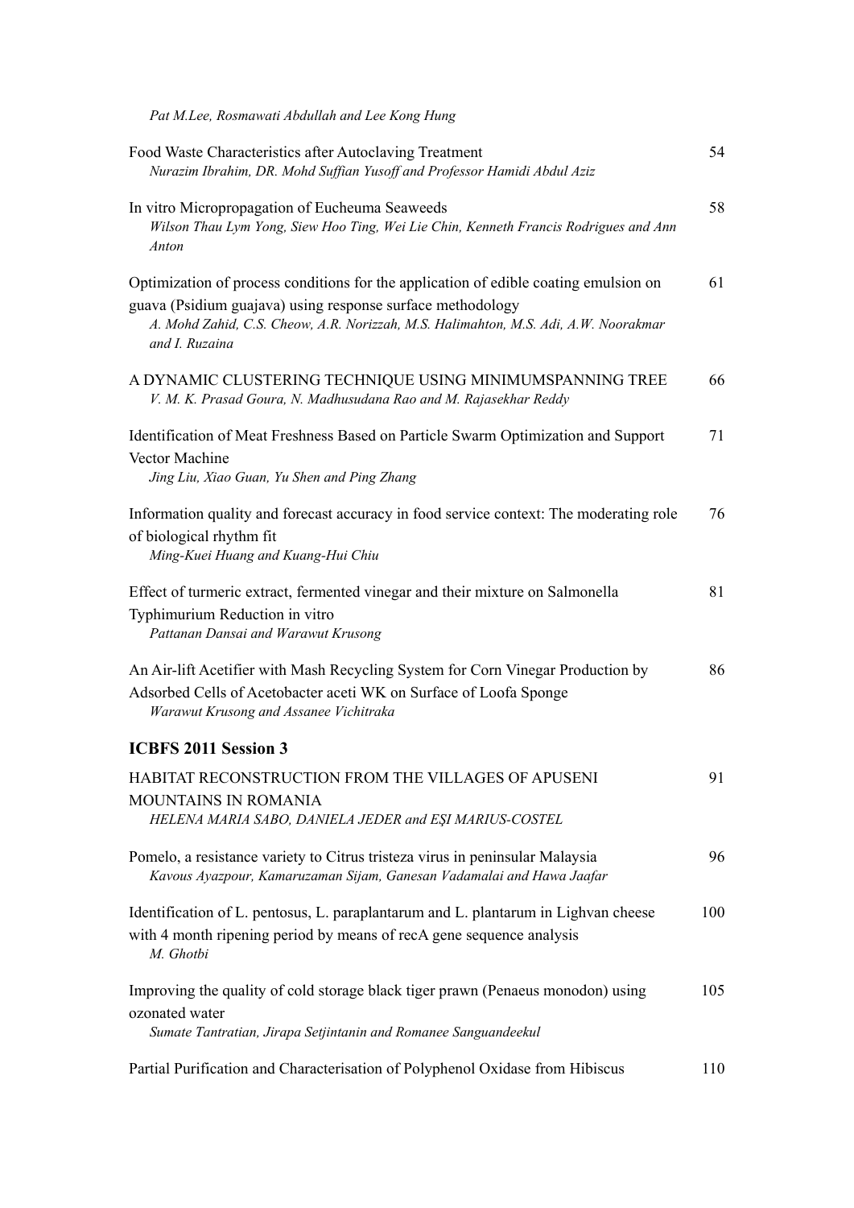*Pat M.Lee, Rosmawati Abdullah and Lee Kong Hung*

Food Waste Characteristics after Autoclaving Treatment — 54
*Nurazim Ibrahim, DR. Mohd Suffian Yusoff and Professor Hamidi Abdul Aziz*

In vitro Micropropagation of Eucheuma Seaweeds — 58
*Wilson Thau Lym Yong, Siew Hoo Ting, Wei Lie Chin, Kenneth Francis Rodrigues and Ann Anton*

Optimization of process conditions for the application of edible coating emulsion on guava (Psidium guajava) using response surface methodology — 61
*A. Mohd Zahid, C.S. Cheow, A.R. Norizzah, M.S. Halimahton, M.S. Adi, A.W. Noorakmar and I. Ruzaina*

A DYNAMIC CLUSTERING TECHNIQUE USING MINIMUMSPANNING TREE — 66
*V. M. K. Prasad Goura, N. Madhusudana Rao and M. Rajasekhar Reddy*

Identification of Meat Freshness Based on Particle Swarm Optimization and Support Vector Machine — 71
*Jing Liu, Xiao Guan, Yu Shen and Ping Zhang*

Information quality and forecast accuracy in food service context: The moderating role of biological rhythm fit — 76
*Ming-Kuei Huang and Kuang-Hui Chiu*

Effect of turmeric extract, fermented vinegar and their mixture on Salmonella Typhimurium Reduction in vitro — 81
*Pattanan Dansai and Warawut Krusong*

An Air-lift Acetifier with Mash Recycling System for Corn Vinegar Production by Adsorbed Cells of Acetobacter aceti WK on Surface of Loofa Sponge — 86
*Warawut Krusong and Assanee Vichitraka*

## ICBFS 2011 Session 3

HABITAT RECONSTRUCTION FROM THE VILLAGES OF APUSENI MOUNTAINS IN ROMANIA — 91
*HELENA MARIA SABO, DANIELA JEDER and EŞI MARIUS-COSTEL*

Pomelo, a resistance variety to Citrus tristeza virus in peninsular Malaysia — 96
*Kavous Ayazpour, Kamaruzaman Sijam, Ganesan Vadamalai and Hawa Jaafar*

Identification of L. pentosus, L. paraplantarum and L. plantarum in Lighvan cheese with 4 month ripening period by means of recA gene sequence analysis — 100
*M. Ghotbi*

Improving the quality of cold storage black tiger prawn (Penaeus monodon) using ozonated water — 105
*Sumate Tantratian, Jirapa Setjintanin and Romanee Sanguandeekul*

Partial Purification and Characterisation of Polyphenol Oxidase from Hibiscus — 110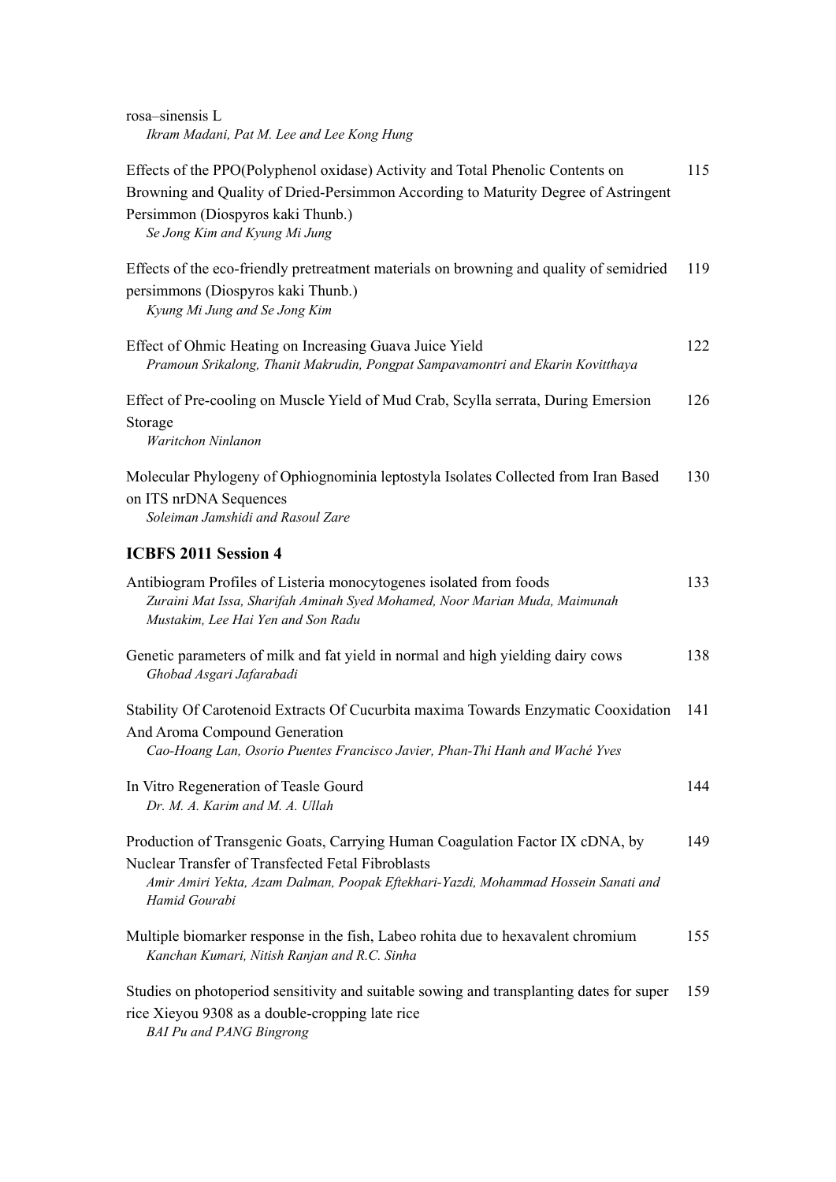rosa–sinensis L
*Ikram Madani, Pat M. Lee and Lee Kong Hung*

Effects of the PPO(Polyphenol oxidase) Activity and Total Phenolic Contents on Browning and Quality of Dried-Persimmon According to Maturity Degree of Astringent Persimmon (Diospyros kaki Thunb.) 115
*Se Jong Kim and Kyung Mi Jung*

Effects of the eco-friendly pretreatment materials on browning and quality of semidried persimmons (Diospyros kaki Thunb.) 119
*Kyung Mi Jung and Se Jong Kim*

Effect of Ohmic Heating on Increasing Guava Juice Yield 122
*Pramoun Srikalong, Thanit Makrudin, Pongpat Sampavamontri and Ekarin Kovitthaya*

Effect of Pre-cooling on Muscle Yield of Mud Crab, Scylla serrata, During Emersion Storage 126
*Waritchon Ninlanon*

Molecular Phylogeny of Ophiognominia leptostyla Isolates Collected from Iran Based on ITS nrDNA Sequences 130
*Soleiman Jamshidi and Rasoul Zare*

## ICBFS 2011 Session 4

Antibiogram Profiles of Listeria monocytogenes isolated from foods 133
*Zuraini Mat Issa, Sharifah Aminah Syed Mohamed, Noor Marian Muda, Maimunah Mustakim, Lee Hai Yen and Son Radu*

Genetic parameters of milk and fat yield in normal and high yielding dairy cows 138
*Ghobad Asgari Jafarabadi*

Stability Of Carotenoid Extracts Of Cucurbita maxima Towards Enzymatic Cooxidation And Aroma Compound Generation 141
*Cao-Hoang Lan, Osorio Puentes Francisco Javier, Phan-Thi Hanh and Waché Yves*

In Vitro Regeneration of Teasle Gourd 144
*Dr. M. A. Karim and M. A. Ullah*

Production of Transgenic Goats, Carrying Human Coagulation Factor IX cDNA, by Nuclear Transfer of Transfected Fetal Fibroblasts 149
*Amir Amiri Yekta, Azam Dalman, Poopak Eftekhari-Yazdi, Mohammad Hossein Sanati and Hamid Gourabi*

Multiple biomarker response in the fish, Labeo rohita due to hexavalent chromium 155
*Kanchan Kumari, Nitish Ranjan and R.C. Sinha*

Studies on photoperiod sensitivity and suitable sowing and transplanting dates for super rice Xieyou 9308 as a double-cropping late rice 159
*BAI Pu and PANG Bingrong*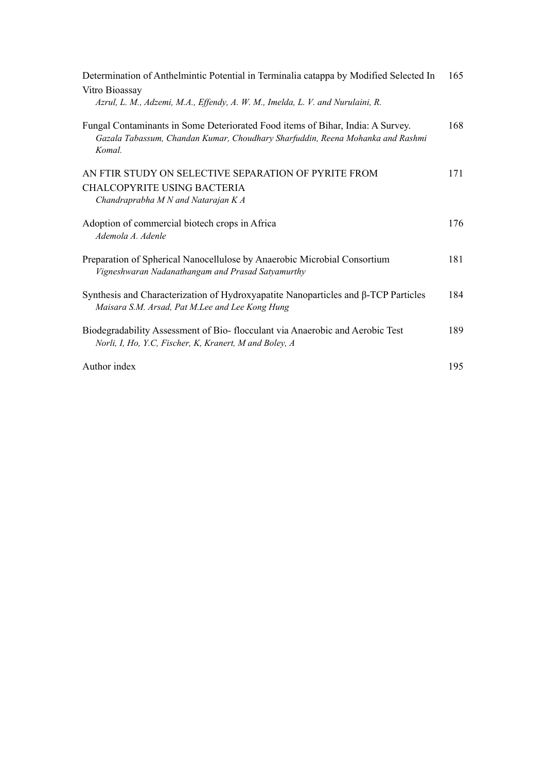Determination of Anthelmintic Potential in Terminalia catappa by Modified Selected In Vitro Bioassay — 165
*Azrul, L. M., Adzemi, M.A., Effendy, A. W. M., Imelda, L. V. and Nurulaini, R.*

Fungal Contaminants in Some Deteriorated Food items of Bihar, India: A Survey. — 168
*Gazala Tabassum, Chandan Kumar, Choudhary Sharfuddin, Reena Mohanka and Rashmi Komal.*

AN FTIR STUDY ON SELECTIVE SEPARATION OF PYRITE FROM CHALCOPYRITE USING BACTERIA — 171
*Chandraprabha M N and Natarajan K A*

Adoption of commercial biotech crops in Africa — 176
*Ademola A. Adenle*

Preparation of Spherical Nanocellulose by Anaerobic Microbial Consortium — 181
*Vigneshwaran Nadanathangam and Prasad Satyamurthy*

Synthesis and Characterization of Hydroxyapatite Nanoparticles and β-TCP Particles — 184
*Maisara S.M. Arsad, Pat M.Lee and Lee Kong Hung*

Biodegradability Assessment of Bio- flocculant via Anaerobic and Aerobic Test — 189
*Norli, I, Ho, Y.C, Fischer, K, Kranert, M and Boley, A*

Author index — 195